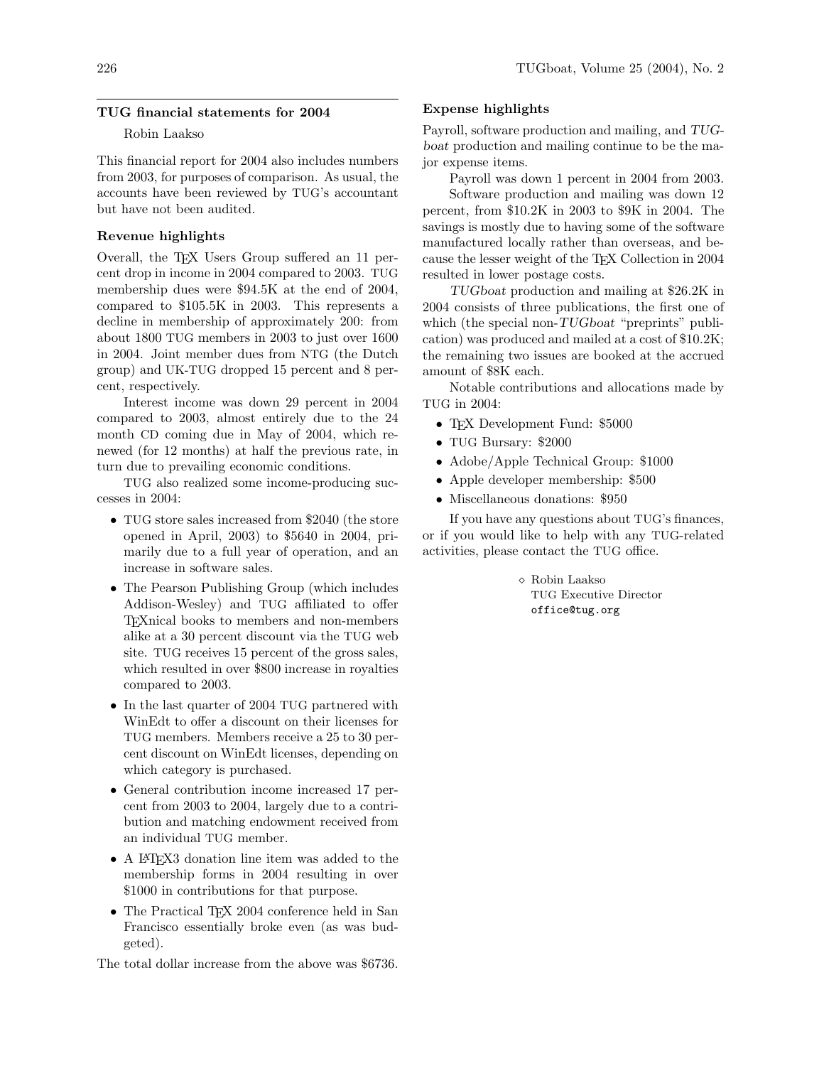## TUG financial statements for 2004

Robin Laakso

This financial report for 2004 also includes numbers from 2003, for purposes of comparison. As usual, the accounts have been reviewed by TUG's accountant but have not been audited.

### Revenue highlights

Overall, the TeX Users Group suffered an 11 percent drop in income in 2004 compared to 2003. TUG membership dues were $94.5K at the end of 2004, compared to $105.5K in 2003. This represents a decline in membership of approximately 200: from about 1800 TUG members in 2003 to just over 1600 in 2004. Joint member dues from NTG (the Dutch group) and UK-TUG dropped 15 percent and 8 percent, respectively.

Interest income was down 29 percent in 2004 compared to 2003, almost entirely due to the 24 month CD coming due in May of 2004, which renewed (for 12 months) at half the previous rate, in turn due to prevailing economic conditions.

TUG also realized some income-producing successes in 2004:

- TUG store sales increased from $2040 (the store opened in April, 2003) to $5640 in 2004, primarily due to a full year of operation, and an increase in software sales.
- The Pearson Publishing Group (which includes Addison-Wesley) and TUG affiliated to offer TeXnical books to members and non-members alike at a 30 percent discount via the TUG web site. TUG receives 15 percent of the gross sales, which resulted in over $800 increase in royalties compared to 2003.
- In the last quarter of 2004 TUG partnered with WinEdt to offer a discount on their licenses for TUG members. Members receive a 25 to 30 percent discount on WinEdt licenses, depending on which category is purchased.
- General contribution income increased 17 percent from 2003 to 2004, largely due to a contribution and matching endowment received from an individual TUG member.
- A LaTeX3 donation line item was added to the membership forms in 2004 resulting in over $1000 in contributions for that purpose.
- The Practical TeX 2004 conference held in San Francisco essentially broke even (as was budgeted).

The total dollar increase from the above was $6736.

### Expense highlights

Payroll, software production and mailing, and *TUGboat* production and mailing continue to be the major expense items.

Payroll was down 1 percent in 2004 from 2003.

Software production and mailing was down 12 percent, from $10.2K in 2003 to $9K in 2004. The savings is mostly due to having some of the software manufactured locally rather than overseas, and because the lesser weight of the TeX Collection in 2004 resulted in lower postage costs.

*TUGboat* production and mailing at $26.2K in 2004 consists of three publications, the first one of which (the special non-*TUGboat* "preprints" publication) was produced and mailed at a cost of $10.2K; the remaining two issues are booked at the accrued amount of $8K each.

Notable contributions and allocations made by TUG in 2004:

- TeX Development Fund: $5000
- TUG Bursary: $2000
- Adobe/Apple Technical Group: $1000
- Apple developer membership: $500
- Miscellaneous donations: $950

If you have any questions about TUG's finances, or if you would like to help with any TUG-related activities, please contact the TUG office.

◇ Robin Laakso
TUG Executive Director
office@tug.org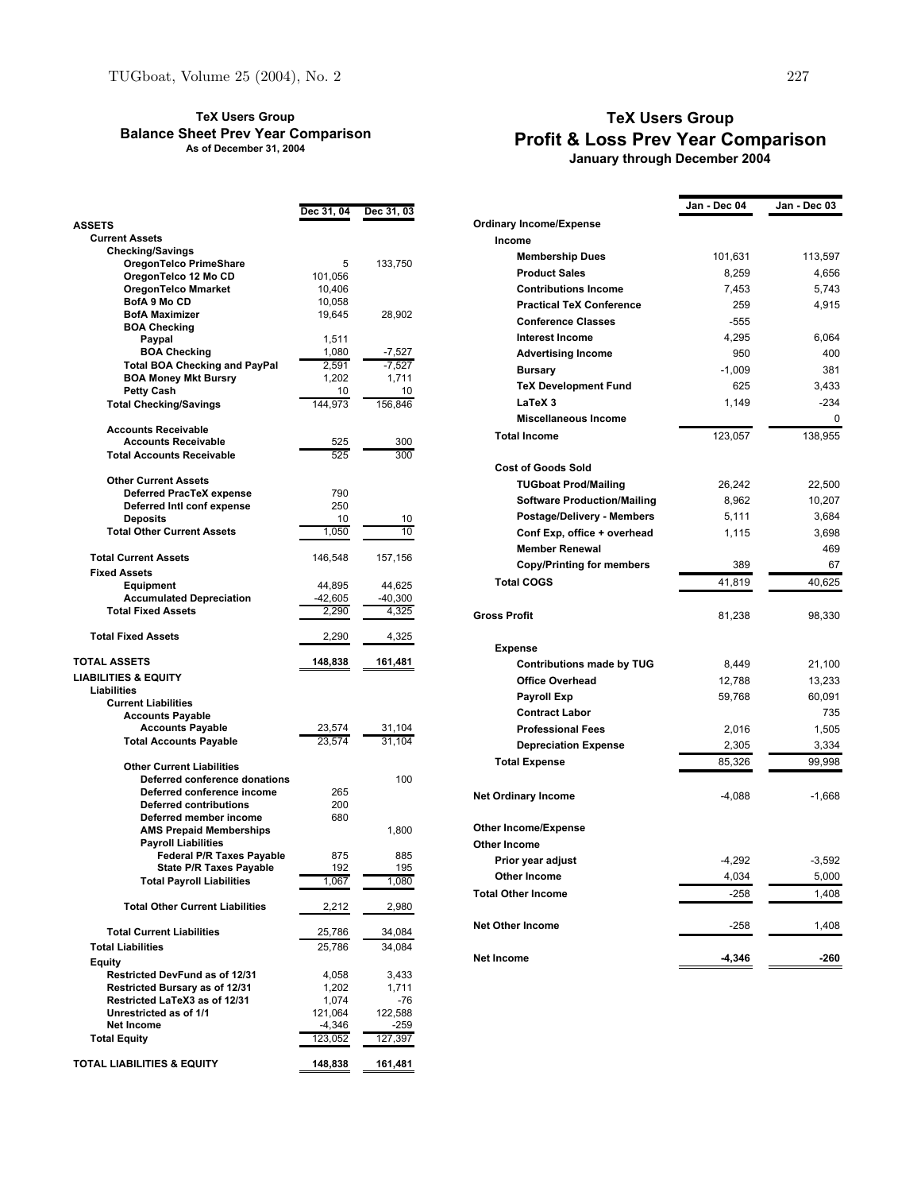**TeX Users Group**
**Balance Sheet Prev Year Comparison**
**As of December 31, 2004**

| | Dec 31, 04 | Dec 31, 03 |
|---|---|---|
| **ASSETS** | | |
| **Current Assets** | | |
| **Checking/Savings** | | |
| **OregonTelco PrimeShare** | 5 | 133,750 |
| **OregonTelco 12 Mo CD** | 101,056 | |
| **OregonTelco Mmarket** | 10,406 | |
| **BofA 9 Mo CD** | 10,058 | |
| **BofA Maximizer** | 19,645 | 28,902 |
| **BOA Checking** | | |
| **Paypal** | 1,511 | |
| **BOA Checking** | 1,080 | -7,527 |
| **Total BOA Checking and PayPal** | 2,591 | -7,527 |
| **BOA Money Mkt Bursry** | 1,202 | 1,711 |
| **Petty Cash** | 10 | 10 |
| **Total Checking/Savings** | 144,973 | 156,846 |
| **Accounts Receivable** | | |
| **Accounts Receivable** | 525 | 300 |
| **Total Accounts Receivable** | 525 | 300 |
| **Other Current Assets** | | |
| **Deferred PracTeX expense** | 790 | |
| **Deferred Intl conf expense** | 250 | |
| **Deposits** | 10 | 10 |
| **Total Other Current Assets** | 1,050 | 10 |
| **Total Current Assets** | 146,548 | 157,156 |
| **Fixed Assets** | | |
| **Equipment** | 44,895 | 44,625 |
| **Accumulated Depreciation** | -42,605 | -40,300 |
| **Total Fixed Assets** | 2,290 | 4,325 |
| **Total Fixed Assets** | 2,290 | 4,325 |
| **TOTAL ASSETS** | **148,838** | **161,481** |
| **LIABILITIES & EQUITY** | | |
| **Liabilities** | | |
| **Current Liabilities** | | |
| **Accounts Payable** | | |
| **Accounts Payable** | 23,574 | 31,104 |
| **Total Accounts Payable** | 23,574 | 31,104 |
| **Other Current Liabilities** | | |
| **Deferred conference donations** | | 100 |
| **Deferred conference income** | 265 | |
| **Deferred contributions** | 200 | |
| **Deferred member income** | 680 | |
| **AMS Prepaid Memberships** | | 1,800 |
| **Payroll Liabilities** | | |
| **Federal P/R Taxes Payable** | 875 | 885 |
| **State P/R Taxes Payable** | 192 | 195 |
| **Total Payroll Liabilities** | 1,067 | 1,080 |
| **Total Other Current Liabilities** | 2,212 | 2,980 |
| **Total Current Liabilities** | 25,786 | 34,084 |
| **Total Liabilities** | 25,786 | 34,084 |
| **Equity** | | |
| **Restricted DevFund as of 12/31** | 4,058 | 3,433 |
| **Restricted Bursary as of 12/31** | 1,202 | 1,711 |
| **Restricted LaTeX3 as of 12/31** | 1,074 | -76 |
| **Unrestricted as of 1/1** | 121,064 | 122,588 |
| **Net Income** | -4,346 | -259 |
| **Total Equity** | 123,052 | 127,397 |
| **TOTAL LIABILITIES & EQUITY** | **148,838** | **161,481** |

**TeX Users Group**
**Profit & Loss Prev Year Comparison**
**January through December 2004**

| | Jan - Dec 04 | Jan - Dec 03 |
|---|---|---|
| **Ordinary Income/Expense** | | |
| **Income** | | |
| **Membership Dues** | 101,631 | 113,597 |
| **Product Sales** | 8,259 | 4,656 |
| **Contributions Income** | 7,453 | 5,743 |
| **Practical TeX Conference** | 259 | 4,915 |
| **Conference Classes** | -555 | |
| **Interest Income** | 4,295 | 6,064 |
| **Advertising Income** | 950 | 400 |
| **Bursary** | -1,009 | 381 |
| **TeX Development Fund** | 625 | 3,433 |
| **LaTeX 3** | 1,149 | -234 |
| **Miscellaneous Income** | | 0 |
| **Total Income** | 123,057 | 138,955 |
| **Cost of Goods Sold** | | |
| **TUGboat Prod/Mailing** | 26,242 | 22,500 |
| **Software Production/Mailing** | 8,962 | 10,207 |
| **Postage/Delivery - Members** | 5,111 | 3,684 |
| **Conf Exp, office + overhead** | 1,115 | 3,698 |
| **Member Renewal** | | 469 |
| **Copy/Printing for members** | 389 | 67 |
| **Total COGS** | 41,819 | 40,625 |
| **Gross Profit** | 81,238 | 98,330 |
| **Expense** | | |
| **Contributions made by TUG** | 8,449 | 21,100 |
| **Office Overhead** | 12,788 | 13,233 |
| **Payroll Exp** | 59,768 | 60,091 |
| **Contract Labor** | | 735 |
| **Professional Fees** | 2,016 | 1,505 |
| **Depreciation Expense** | 2,305 | 3,334 |
| **Total Expense** | 85,326 | 99,998 |
| **Net Ordinary Income** | -4,088 | -1,668 |
| **Other Income/Expense** | | |
| **Other Income** | | |
| **Prior year adjust** | -4,292 | -3,592 |
| **Other Income** | 4,034 | 5,000 |
| **Total Other Income** | -258 | 1,408 |
| **Net Other Income** | -258 | 1,408 |
| **Net Income** | **-4,346** | **-260** |